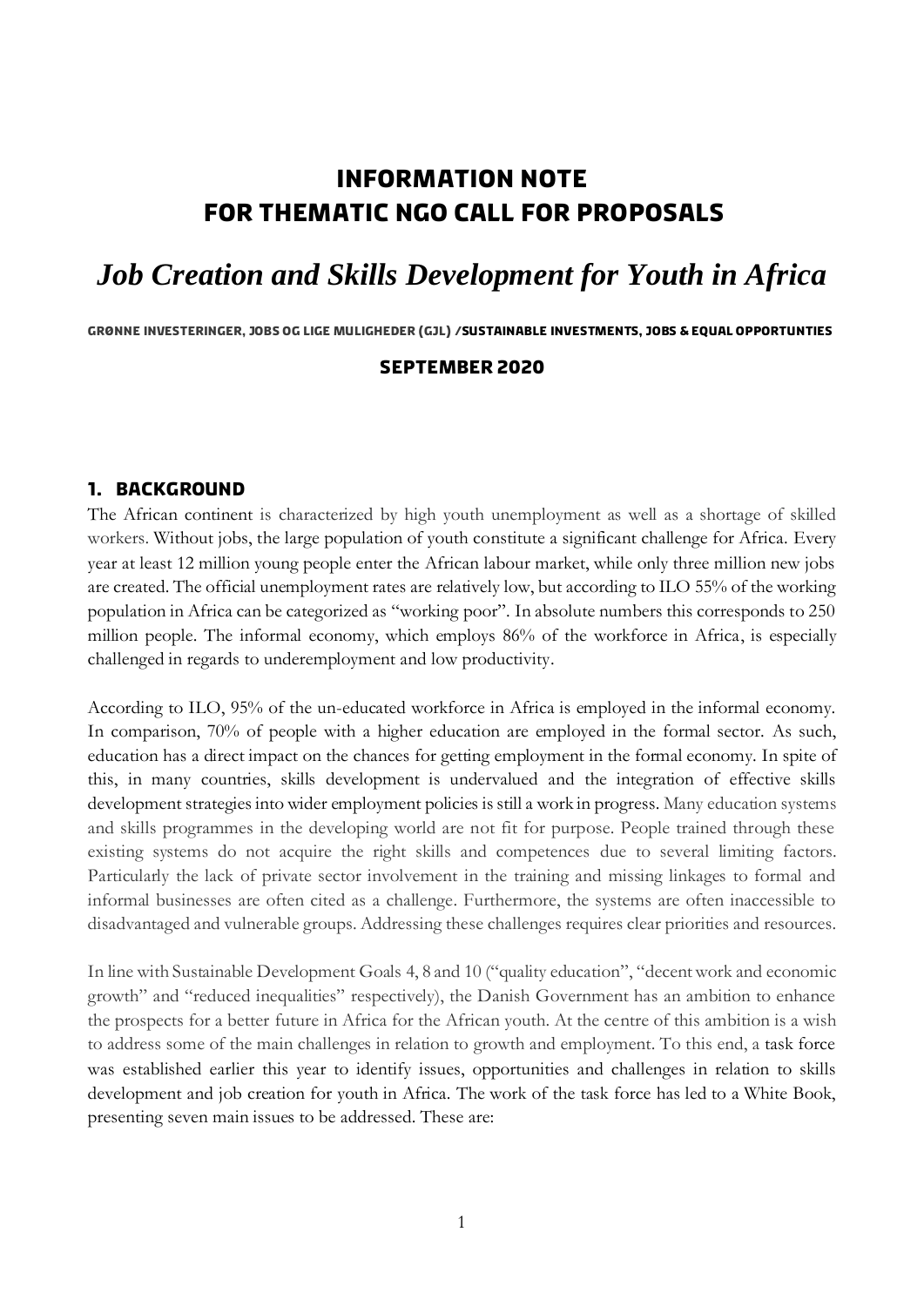# INFORMATION NOTE
# FOR THEMATIC NGO CALL FOR PROPOSALS

# *Job Creation and Skills Development for Youth in Africa*

**GRØNNE INVESTERINGER, JOBS OG LIGE MULIGHEDER (GJL) /SUSTAINABLE INVESTMENTS, JOBS & EQUAL OPPORTUNTIES**

**SEPTEMBER 2020**

## 1. BACKGROUND

The African continent is characterized by high youth unemployment as well as a shortage of skilled workers. Without jobs, the large population of youth constitute a significant challenge for Africa. Every year at least 12 million young people enter the African labour market, while only three million new jobs are created. The official unemployment rates are relatively low, but according to ILO 55% of the working population in Africa can be categorized as "working poor". In absolute numbers this corresponds to 250 million people. The informal economy, which employs 86% of the workforce in Africa, is especially challenged in regards to underemployment and low productivity.

According to ILO, 95% of the un-educated workforce in Africa is employed in the informal economy. In comparison, 70% of people with a higher education are employed in the formal sector. As such, education has a direct impact on the chances for getting employment in the formal economy. In spite of this, in many countries, skills development is undervalued and the integration of effective skills development strategies into wider employment policies is still a work in progress. Many education systems and skills programmes in the developing world are not fit for purpose. People trained through these existing systems do not acquire the right skills and competences due to several limiting factors. Particularly the lack of private sector involvement in the training and missing linkages to formal and informal businesses are often cited as a challenge. Furthermore, the systems are often inaccessible to disadvantaged and vulnerable groups. Addressing these challenges requires clear priorities and resources.

In line with Sustainable Development Goals 4, 8 and 10 ("quality education", "decent work and economic growth" and "reduced inequalities" respectively), the Danish Government has an ambition to enhance the prospects for a better future in Africa for the African youth. At the centre of this ambition is a wish to address some of the main challenges in relation to growth and employment. To this end, a task force was established earlier this year to identify issues, opportunities and challenges in relation to skills development and job creation for youth in Africa. The work of the task force has led to a White Book, presenting seven main issues to be addressed. These are: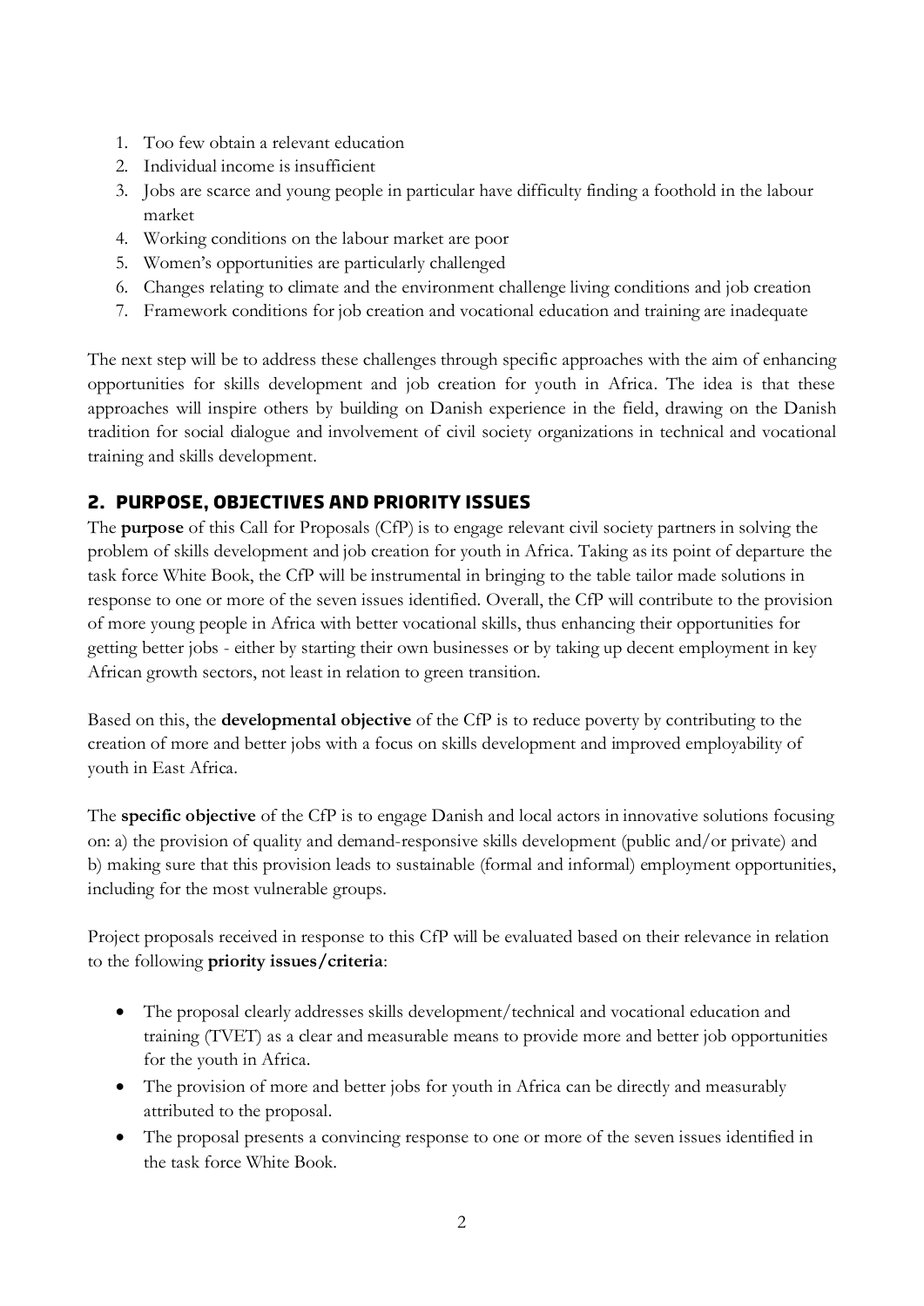1. Too few obtain a relevant education
2. Individual income is insufficient
3. Jobs are scarce and young people in particular have difficulty finding a foothold in the labour market
4. Working conditions on the labour market are poor
5. Women's opportunities are particularly challenged
6. Changes relating to climate and the environment challenge living conditions and job creation
7. Framework conditions for job creation and vocational education and training are inadequate

The next step will be to address these challenges through specific approaches with the aim of enhancing opportunities for skills development and job creation for youth in Africa. The idea is that these approaches will inspire others by building on Danish experience in the field, drawing on the Danish tradition for social dialogue and involvement of civil society organizations in technical and vocational training and skills development.

## 2. PURPOSE, OBJECTIVES AND PRIORITY ISSUES

The **purpose** of this Call for Proposals (CfP) is to engage relevant civil society partners in solving the problem of skills development and job creation for youth in Africa. Taking as its point of departure the task force White Book, the CfP will be instrumental in bringing to the table tailor made solutions in response to one or more of the seven issues identified. Overall, the CfP will contribute to the provision of more young people in Africa with better vocational skills, thus enhancing their opportunities for getting better jobs - either by starting their own businesses or by taking up decent employment in key African growth sectors, not least in relation to green transition.

Based on this, the **developmental objective** of the CfP is to reduce poverty by contributing to the creation of more and better jobs with a focus on skills development and improved employability of youth in East Africa.

The **specific objective** of the CfP is to engage Danish and local actors in innovative solutions focusing on: a) the provision of quality and demand-responsive skills development (public and/or private) and b) making sure that this provision leads to sustainable (formal and informal) employment opportunities, including for the most vulnerable groups.

Project proposals received in response to this CfP will be evaluated based on their relevance in relation to the following **priority issues/criteria**:

- The proposal clearly addresses skills development/technical and vocational education and training (TVET) as a clear and measurable means to provide more and better job opportunities for the youth in Africa.
- The provision of more and better jobs for youth in Africa can be directly and measurably attributed to the proposal.
- The proposal presents a convincing response to one or more of the seven issues identified in the task force White Book.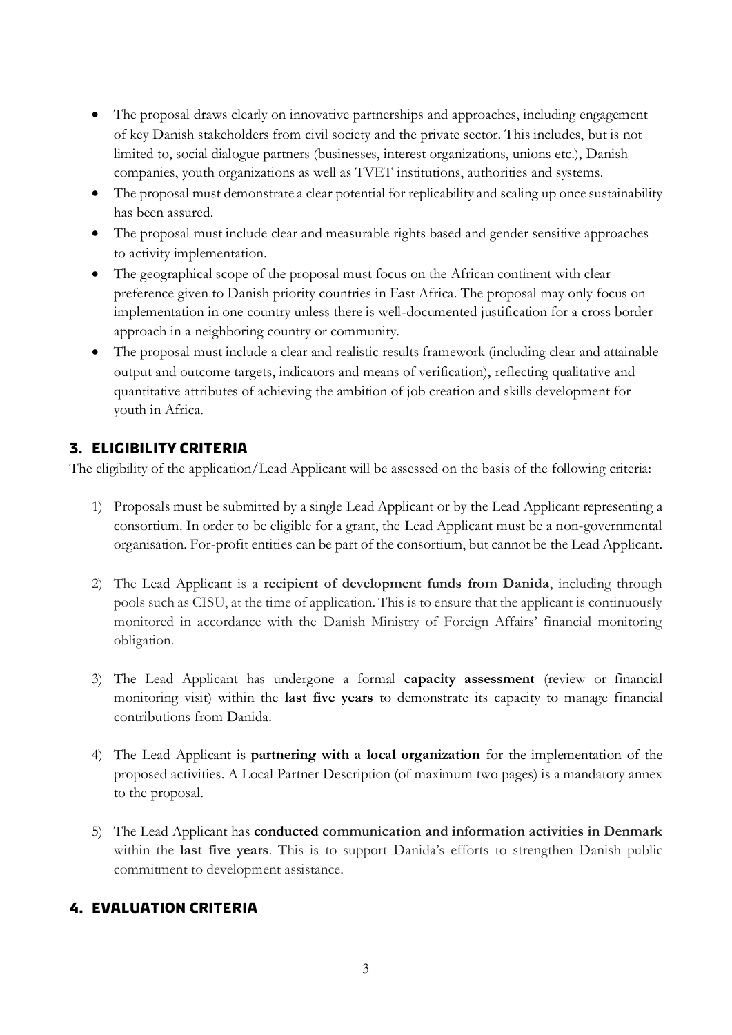- The proposal draws clearly on innovative partnerships and approaches, including engagement of key Danish stakeholders from civil society and the private sector. This includes, but is not limited to, social dialogue partners (businesses, interest organizations, unions etc.), Danish companies, youth organizations as well as TVET institutions, authorities and systems.
- The proposal must demonstrate a clear potential for replicability and scaling up once sustainability has been assured.
- The proposal must include clear and measurable rights based and gender sensitive approaches to activity implementation.
- The geographical scope of the proposal must focus on the African continent with clear preference given to Danish priority countries in East Africa. The proposal may only focus on implementation in one country unless there is well-documented justification for a cross border approach in a neighboring country or community.
- The proposal must include a clear and realistic results framework (including clear and attainable output and outcome targets, indicators and means of verification), reflecting qualitative and quantitative attributes of achieving the ambition of job creation and skills development for youth in Africa.

## 3. ELIGIBILITY CRITERIA

The eligibility of the application/Lead Applicant will be assessed on the basis of the following criteria:

1) Proposals must be submitted by a single Lead Applicant or by the Lead Applicant representing a consortium. In order to be eligible for a grant, the Lead Applicant must be a non-governmental organisation. For-profit entities can be part of the consortium, but cannot be the Lead Applicant.

2) The Lead Applicant is a **recipient of development funds from Danida**, including through pools such as CISU, at the time of application. This is to ensure that the applicant is continuously monitored in accordance with the Danish Ministry of Foreign Affairs' financial monitoring obligation.

3) The Lead Applicant has undergone a formal **capacity assessment** (review or financial monitoring visit) within the **last five years** to demonstrate its capacity to manage financial contributions from Danida.

4) The Lead Applicant is **partnering with a local organization** for the implementation of the proposed activities. A Local Partner Description (of maximum two pages) is a mandatory annex to the proposal.

5) The Lead Applicant has **conducted communication and information activities in Denmark** within the **last five years**. This is to support Danida's efforts to strengthen Danish public commitment to development assistance.

## 4. EVALUATION CRITERIA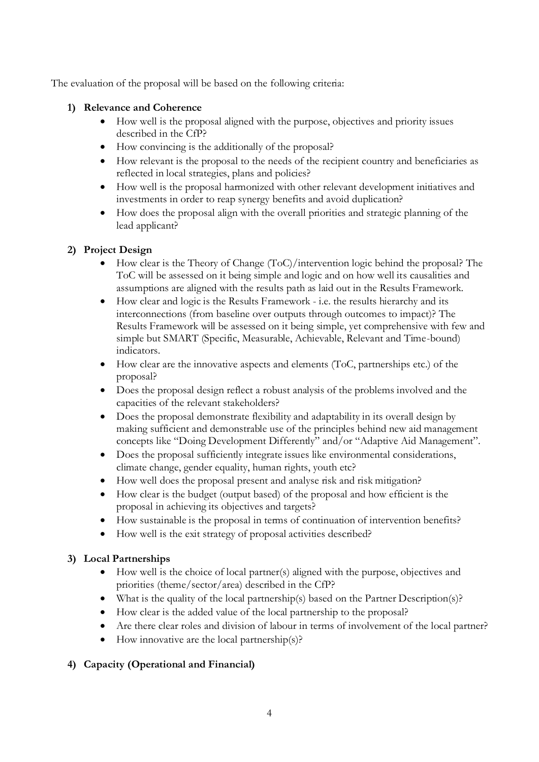The evaluation of the proposal will be based on the following criteria:

**1) Relevance and Coherence**

- How well is the proposal aligned with the purpose, objectives and priority issues described in the CfP?
- How convincing is the additionally of the proposal?
- How relevant is the proposal to the needs of the recipient country and beneficiaries as reflected in local strategies, plans and policies?
- How well is the proposal harmonized with other relevant development initiatives and investments in order to reap synergy benefits and avoid duplication?
- How does the proposal align with the overall priorities and strategic planning of the lead applicant?

**2) Project Design**

- How clear is the Theory of Change (ToC)/intervention logic behind the proposal? The ToC will be assessed on it being simple and logic and on how well its causalities and assumptions are aligned with the results path as laid out in the Results Framework.
- How clear and logic is the Results Framework - i.e. the results hierarchy and its interconnections (from baseline over outputs through outcomes to impact)? The Results Framework will be assessed on it being simple, yet comprehensive with few and simple but SMART (Specific, Measurable, Achievable, Relevant and Time-bound) indicators.
- How clear are the innovative aspects and elements (ToC, partnerships etc.) of the proposal?
- Does the proposal design reflect a robust analysis of the problems involved and the capacities of the relevant stakeholders?
- Does the proposal demonstrate flexibility and adaptability in its overall design by making sufficient and demonstrable use of the principles behind new aid management concepts like "Doing Development Differently" and/or "Adaptive Aid Management".
- Does the proposal sufficiently integrate issues like environmental considerations, climate change, gender equality, human rights, youth etc?
- How well does the proposal present and analyse risk and risk mitigation?
- How clear is the budget (output based) of the proposal and how efficient is the proposal in achieving its objectives and targets?
- How sustainable is the proposal in terms of continuation of intervention benefits?
- How well is the exit strategy of proposal activities described?

**3) Local Partnerships**

- How well is the choice of local partner(s) aligned with the purpose, objectives and priorities (theme/sector/area) described in the CfP?
- What is the quality of the local partnership(s) based on the Partner Description(s)?
- How clear is the added value of the local partnership to the proposal?
- Are there clear roles and division of labour in terms of involvement of the local partner?
- How innovative are the local partnership(s)?

**4) Capacity (Operational and Financial)**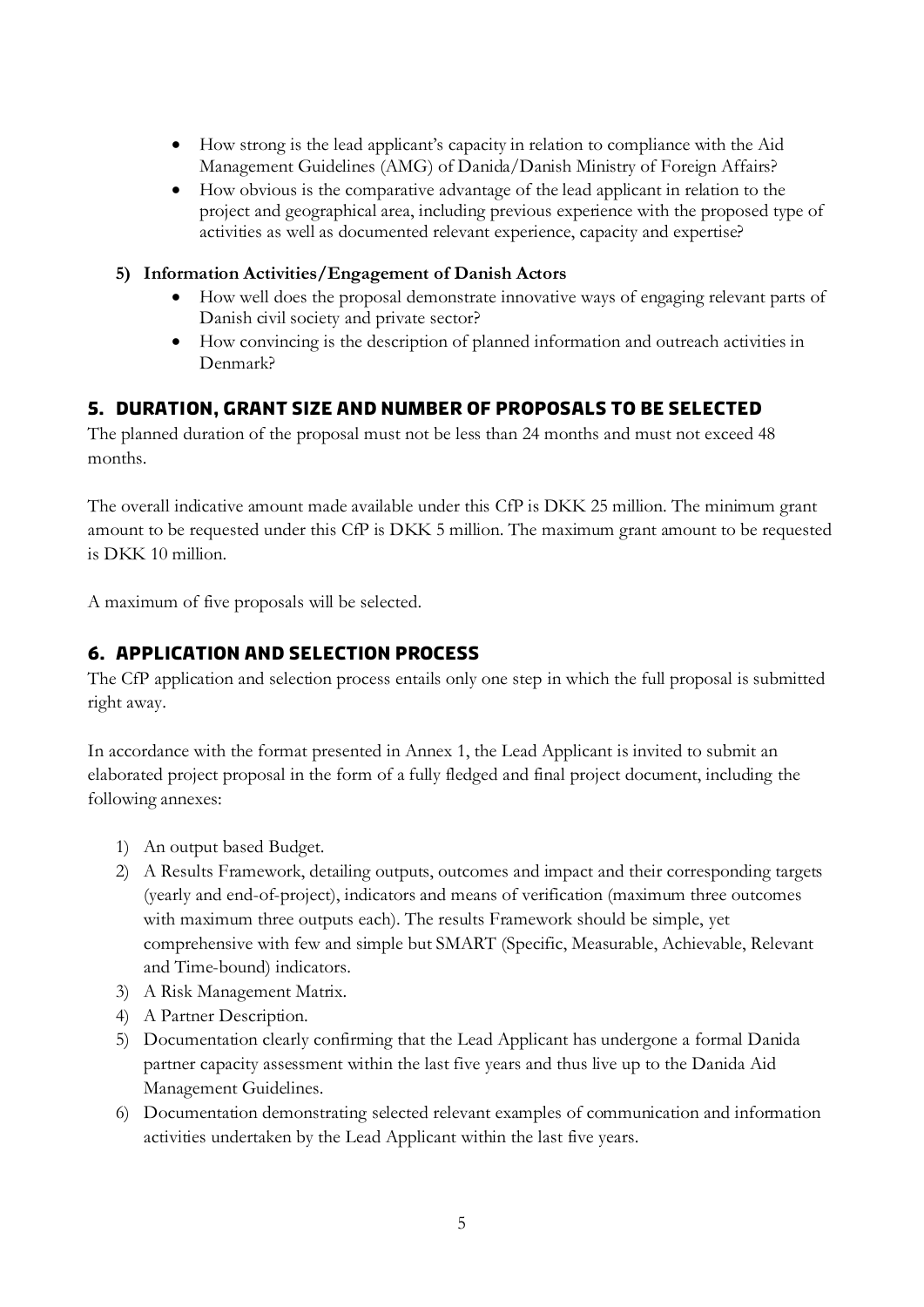- How strong is the lead applicant's capacity in relation to compliance with the Aid Management Guidelines (AMG) of Danida/Danish Ministry of Foreign Affairs?
- How obvious is the comparative advantage of the lead applicant in relation to the project and geographical area, including previous experience with the proposed type of activities as well as documented relevant experience, capacity and expertise?

**5) Information Activities/Engagement of Danish Actors**

- How well does the proposal demonstrate innovative ways of engaging relevant parts of Danish civil society and private sector?
- How convincing is the description of planned information and outreach activities in Denmark?

## 5. DURATION, GRANT SIZE AND NUMBER OF PROPOSALS TO BE SELECTED

The planned duration of the proposal must not be less than 24 months and must not exceed 48 months.

The overall indicative amount made available under this CfP is DKK 25 million. The minimum grant amount to be requested under this CfP is DKK 5 million. The maximum grant amount to be requested is DKK 10 million.

A maximum of five proposals will be selected.

## 6. APPLICATION AND SELECTION PROCESS

The CfP application and selection process entails only one step in which the full proposal is submitted right away.

In accordance with the format presented in Annex 1, the Lead Applicant is invited to submit an elaborated project proposal in the form of a fully fledged and final project document, including the following annexes:

1) An output based Budget.
2) A Results Framework, detailing outputs, outcomes and impact and their corresponding targets (yearly and end-of-project), indicators and means of verification (maximum three outcomes with maximum three outputs each). The results Framework should be simple, yet comprehensive with few and simple but SMART (Specific, Measurable, Achievable, Relevant and Time-bound) indicators.
3) A Risk Management Matrix.
4) A Partner Description.
5) Documentation clearly confirming that the Lead Applicant has undergone a formal Danida partner capacity assessment within the last five years and thus live up to the Danida Aid Management Guidelines.
6) Documentation demonstrating selected relevant examples of communication and information activities undertaken by the Lead Applicant within the last five years.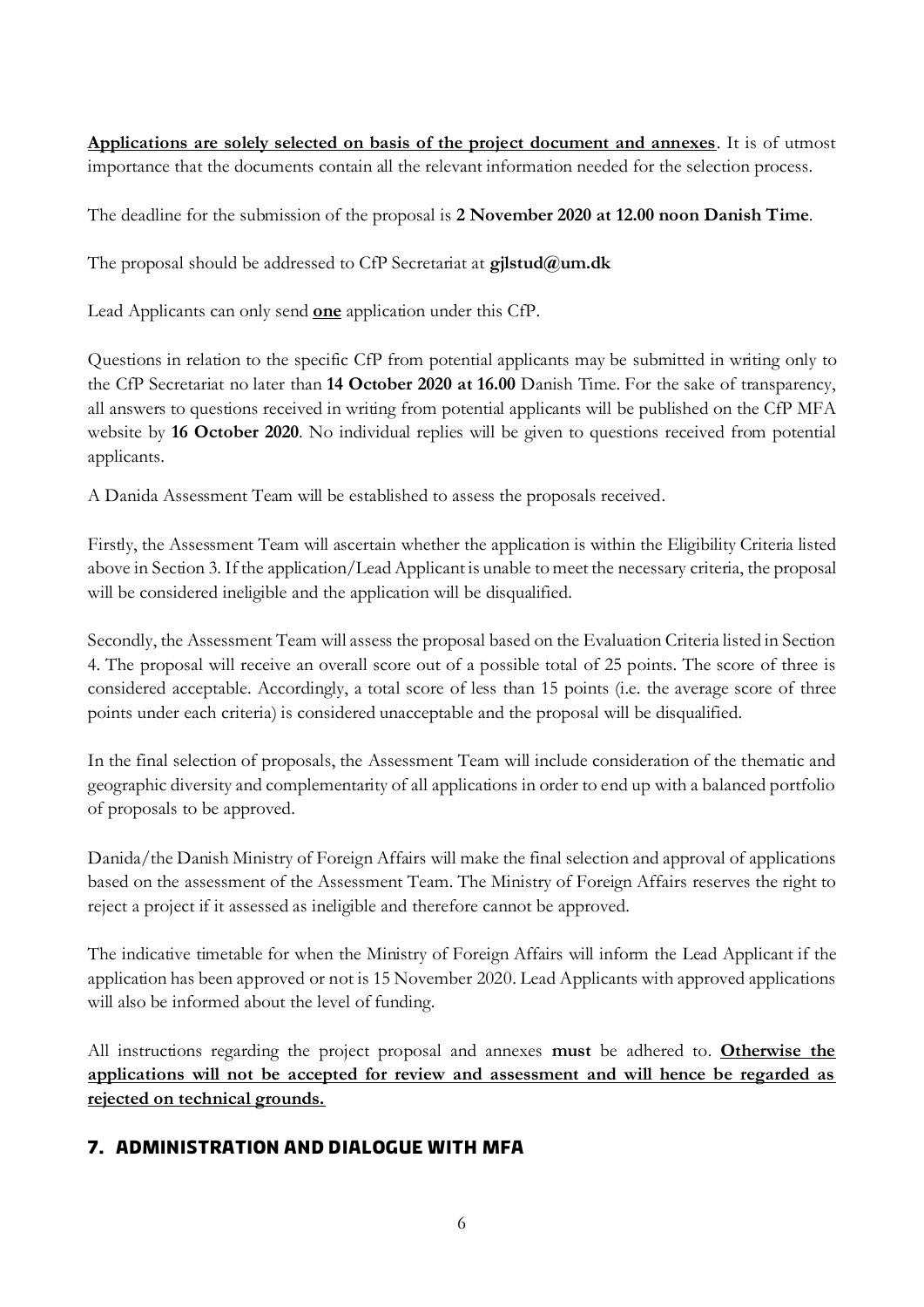**<u>Applications are solely selected on basis of the project document and annexes</u>**. It is of utmost importance that the documents contain all the relevant information needed for the selection process.

The deadline for the submission of the proposal is **2 November 2020 at 12.00 noon Danish Time**.

The proposal should be addressed to CfP Secretariat at **gjlstud@um.dk**

Lead Applicants can only send **<u>one</u>** application under this CfP.

Questions in relation to the specific CfP from potential applicants may be submitted in writing only to the CfP Secretariat no later than **14 October 2020 at 16.00** Danish Time. For the sake of transparency, all answers to questions received in writing from potential applicants will be published on the CfP MFA website by **16 October 2020**. No individual replies will be given to questions received from potential applicants.

A Danida Assessment Team will be established to assess the proposals received.

Firstly, the Assessment Team will ascertain whether the application is within the Eligibility Criteria listed above in Section 3. If the application/Lead Applicant is unable to meet the necessary criteria, the proposal will be considered ineligible and the application will be disqualified.

Secondly, the Assessment Team will assess the proposal based on the Evaluation Criteria listed in Section 4. The proposal will receive an overall score out of a possible total of 25 points. The score of three is considered acceptable. Accordingly, a total score of less than 15 points (i.e. the average score of three points under each criteria) is considered unacceptable and the proposal will be disqualified.

In the final selection of proposals, the Assessment Team will include consideration of the thematic and geographic diversity and complementarity of all applications in order to end up with a balanced portfolio of proposals to be approved.

Danida/the Danish Ministry of Foreign Affairs will make the final selection and approval of applications based on the assessment of the Assessment Team. The Ministry of Foreign Affairs reserves the right to reject a project if it assessed as ineligible and therefore cannot be approved.

The indicative timetable for when the Ministry of Foreign Affairs will inform the Lead Applicant if the application has been approved or not is 15 November 2020. Lead Applicants with approved applications will also be informed about the level of funding.

All instructions regarding the project proposal and annexes **must** be adhered to. **<u>Otherwise the applications will not be accepted for review and assessment and will hence be regarded as rejected on technical grounds.</u>**

## 7. ADMINISTRATION AND DIALOGUE WITH MFA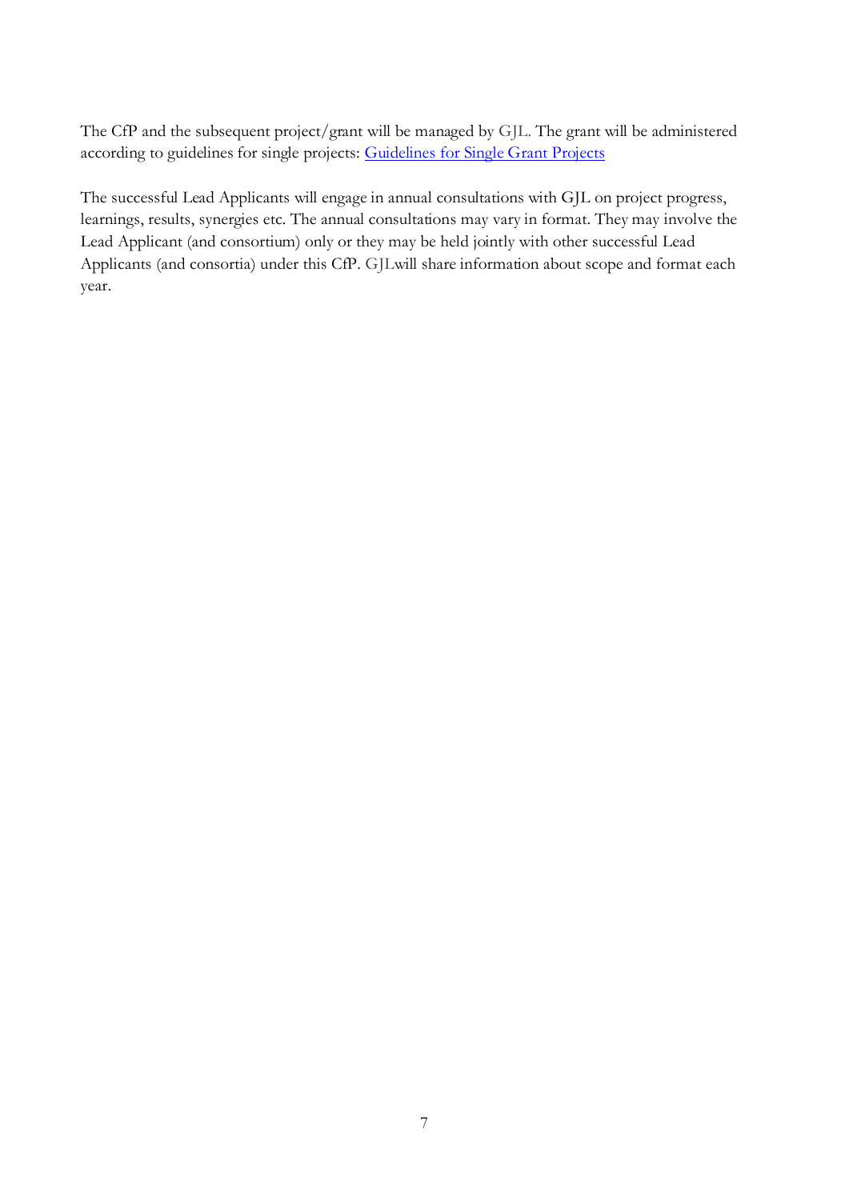The CfP and the subsequent project/grant will be managed by GJL. The grant will be administered according to guidelines for single projects: [Guidelines for Single Grant Projects]

The successful Lead Applicants will engage in annual consultations with GJL on project progress, learnings, results, synergies etc. The annual consultations may vary in format. They may involve the Lead Applicant (and consortium) only or they may be held jointly with other successful Lead Applicants (and consortia) under this CfP. GJLwill share information about scope and format each year.